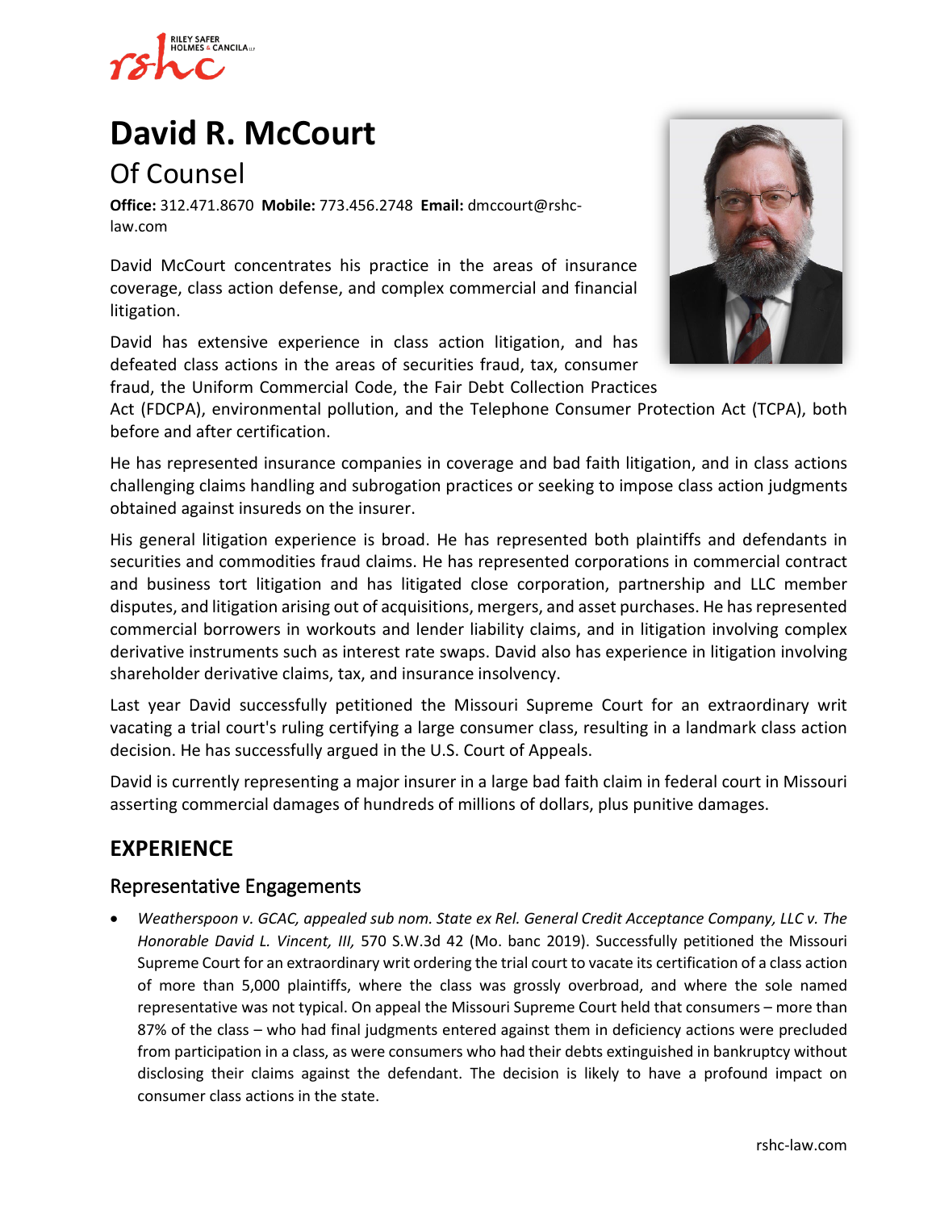# David R. McCourt

## Of Counsel

**Office:** 312.471.8670 **Mobile:** 773.456.2748 **Email:** dmccourt@rshc-law.com

David McCourt concentrates his practice in the areas of insurance coverage, class action defense, and complex commercial and financial litigation.

David has extensive experience in class action litigation, and has defeated class actions in the areas of securities fraud, tax, consumer fraud, the Uniform Commercial Code, the Fair Debt Collection Practices Act (FDCPA), environmental pollution, and the Telephone Consumer Protection Act (TCPA), both before and after certification.

He has represented insurance companies in coverage and bad faith litigation, and in class actions challenging claims handling and subrogation practices or seeking to impose class action judgments obtained against insureds on the insurer.

His general litigation experience is broad. He has represented both plaintiffs and defendants in securities and commodities fraud claims. He has represented corporations in commercial contract and business tort litigation and has litigated close corporation, partnership and LLC member disputes, and litigation arising out of acquisitions, mergers, and asset purchases. He has represented commercial borrowers in workouts and lender liability claims, and in litigation involving complex derivative instruments such as interest rate swaps. David also has experience in litigation involving shareholder derivative claims, tax, and insurance insolvency.

Last year David successfully petitioned the Missouri Supreme Court for an extraordinary writ vacating a trial court's ruling certifying a large consumer class, resulting in a landmark class action decision. He has successfully argued in the U.S. Court of Appeals.

David is currently representing a major insurer in a large bad faith claim in federal court in Missouri asserting commercial damages of hundreds of millions of dollars, plus punitive damages.

## EXPERIENCE

### Representative Engagements

- *Weatherspoon v. GCAC, appealed sub nom. State ex Rel. General Credit Acceptance Company, LLC v. The Honorable David L. Vincent, III,* 570 S.W.3d 42 (Mo. banc 2019). Successfully petitioned the Missouri Supreme Court for an extraordinary writ ordering the trial court to vacate its certification of a class action of more than 5,000 plaintiffs, where the class was grossly overbroad, and where the sole named representative was not typical. On appeal the Missouri Supreme Court held that consumers – more than 87% of the class – who had final judgments entered against them in deficiency actions were precluded from participation in a class, as were consumers who had their debts extinguished in bankruptcy without disclosing their claims against the defendant. The decision is likely to have a profound impact on consumer class actions in the state.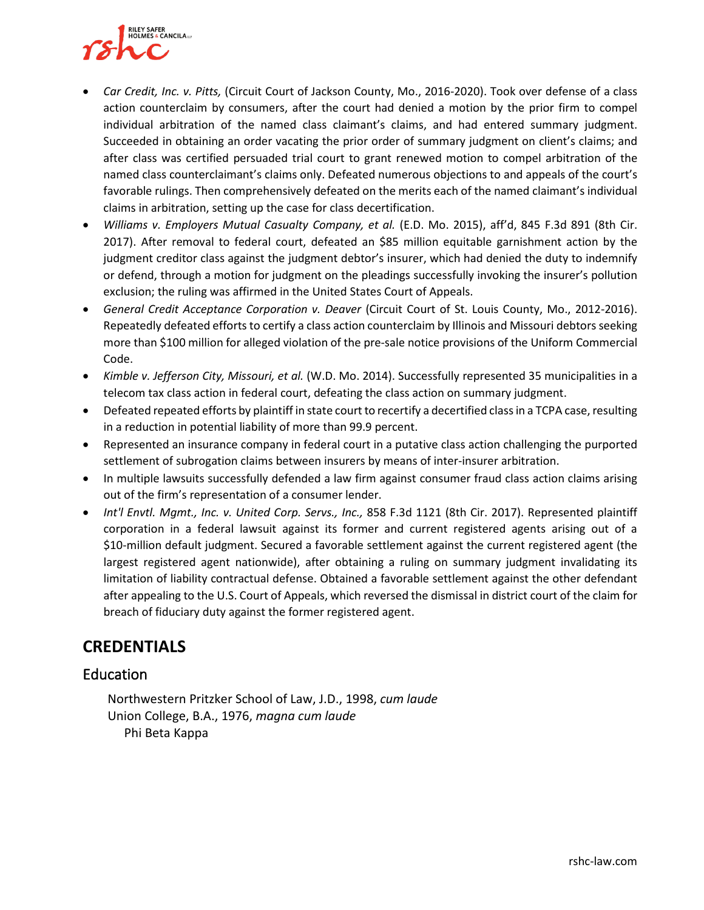- *Car Credit, Inc. v. Pitts,* (Circuit Court of Jackson County, Mo., 2016-2020). Took over defense of a class action counterclaim by consumers, after the court had denied a motion by the prior firm to compel individual arbitration of the named class claimant's claims, and had entered summary judgment. Succeeded in obtaining an order vacating the prior order of summary judgment on client's claims; and after class was certified persuaded trial court to grant renewed motion to compel arbitration of the named class counterclaimant's claims only. Defeated numerous objections to and appeals of the court's favorable rulings. Then comprehensively defeated on the merits each of the named claimant's individual claims in arbitration, setting up the case for class decertification.
- *Williams v. Employers Mutual Casualty Company, et al.* (E.D. Mo. 2015), aff'd, 845 F.3d 891 (8th Cir. 2017). After removal to federal court, defeated an $85 million equitable garnishment action by the judgment creditor class against the judgment debtor's insurer, which had denied the duty to indemnify or defend, through a motion for judgment on the pleadings successfully invoking the insurer's pollution exclusion; the ruling was affirmed in the United States Court of Appeals.
- *General Credit Acceptance Corporation v. Deaver* (Circuit Court of St. Louis County, Mo., 2012-2016). Repeatedly defeated efforts to certify a class action counterclaim by Illinois and Missouri debtors seeking more than $100 million for alleged violation of the pre-sale notice provisions of the Uniform Commercial Code.
- *Kimble v. Jefferson City, Missouri, et al.* (W.D. Mo. 2014). Successfully represented 35 municipalities in a telecom tax class action in federal court, defeating the class action on summary judgment.
- Defeated repeated efforts by plaintiff in state court to recertify a decertified class in a TCPA case, resulting in a reduction in potential liability of more than 99.9 percent.
- Represented an insurance company in federal court in a putative class action challenging the purported settlement of subrogation claims between insurers by means of inter-insurer arbitration.
- In multiple lawsuits successfully defended a law firm against consumer fraud class action claims arising out of the firm's representation of a consumer lender.
- *Int'l Envtl. Mgmt., Inc. v. United Corp. Servs., Inc.,* 858 F.3d 1121 (8th Cir. 2017). Represented plaintiff corporation in a federal lawsuit against its former and current registered agents arising out of a $10-million default judgment. Secured a favorable settlement against the current registered agent (the largest registered agent nationwide), after obtaining a ruling on summary judgment invalidating its limitation of liability contractual defense. Obtained a favorable settlement against the other defendant after appealing to the U.S. Court of Appeals, which reversed the dismissal in district court of the claim for breach of fiduciary duty against the former registered agent.

## CREDENTIALS

### Education

Northwestern Pritzker School of Law, J.D., 1998, *cum laude*
Union College, B.A., 1976, *magna cum laude*
Phi Beta Kappa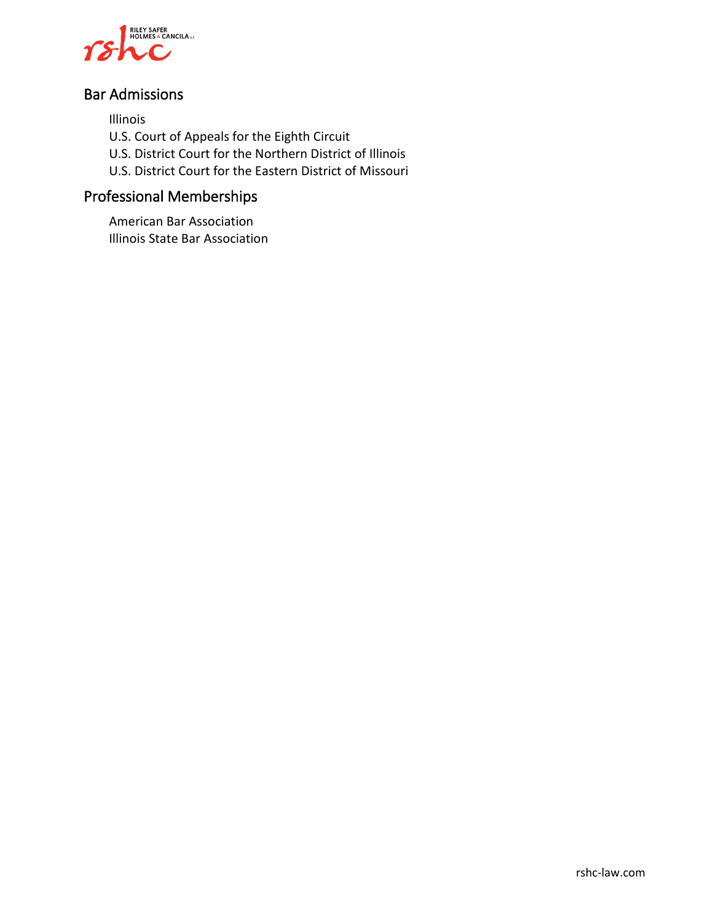## Bar Admissions

Illinois
U.S. Court of Appeals for the Eighth Circuit
U.S. District Court for the Northern District of Illinois
U.S. District Court for the Eastern District of Missouri

## Professional Memberships

American Bar Association
Illinois State Bar Association